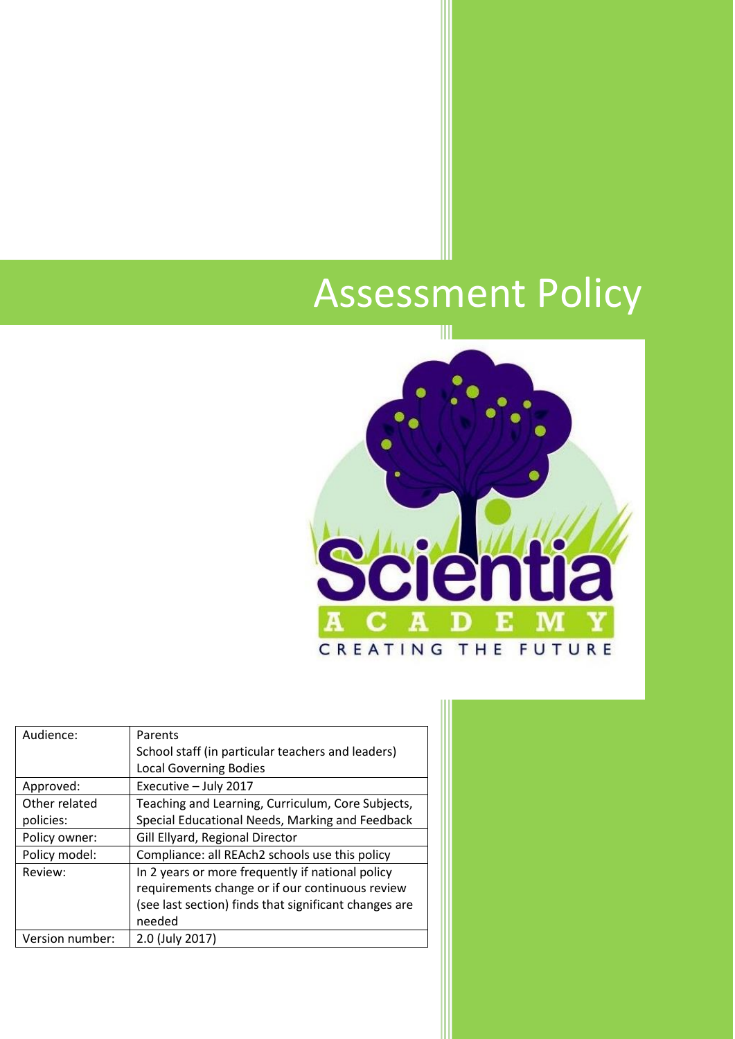# Assessment Policy

| Audience: | Parents<br>School staff (in particular teachers and leaders)<br>Local Governing Bodies |
|---|---|
| Approved: | Executive – July 2017 |
| Other related policies: | Teaching and Learning, Curriculum, Core Subjects, Special Educational Needs, Marking and Feedback |
| Policy owner: | Gill Ellyard, Regional Director |
| Policy model: | Compliance: all REAch2 schools use this policy |
| Review: | In 2 years or more frequently if national policy requirements change or if our continuous review (see last section) finds that significant changes are needed |
| Version number: | 2.0 (July 2017) |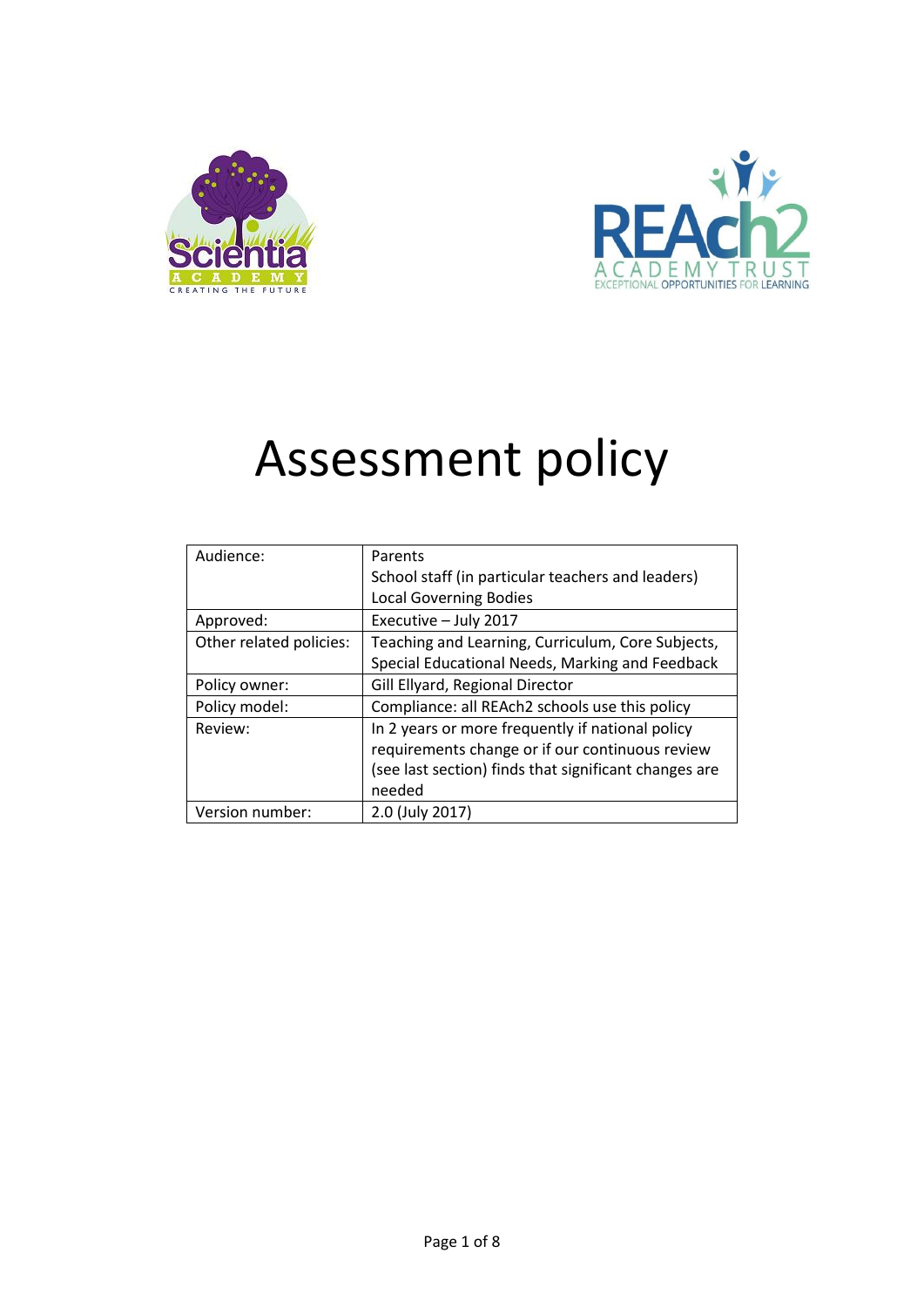# Assessment policy

| Audience: | Parents<br>School staff (in particular teachers and leaders)<br>Local Governing Bodies |
|---|---|
| Approved: | Executive – July 2017 |
| Other related policies: | Teaching and Learning, Curriculum, Core Subjects, Special Educational Needs, Marking and Feedback |
| Policy owner: | Gill Ellyard, Regional Director |
| Policy model: | Compliance: all REAch2 schools use this policy |
| Review: | In 2 years or more frequently if national policy requirements change or if our continuous review (see last section) finds that significant changes are needed |
| Version number: | 2.0 (July 2017) |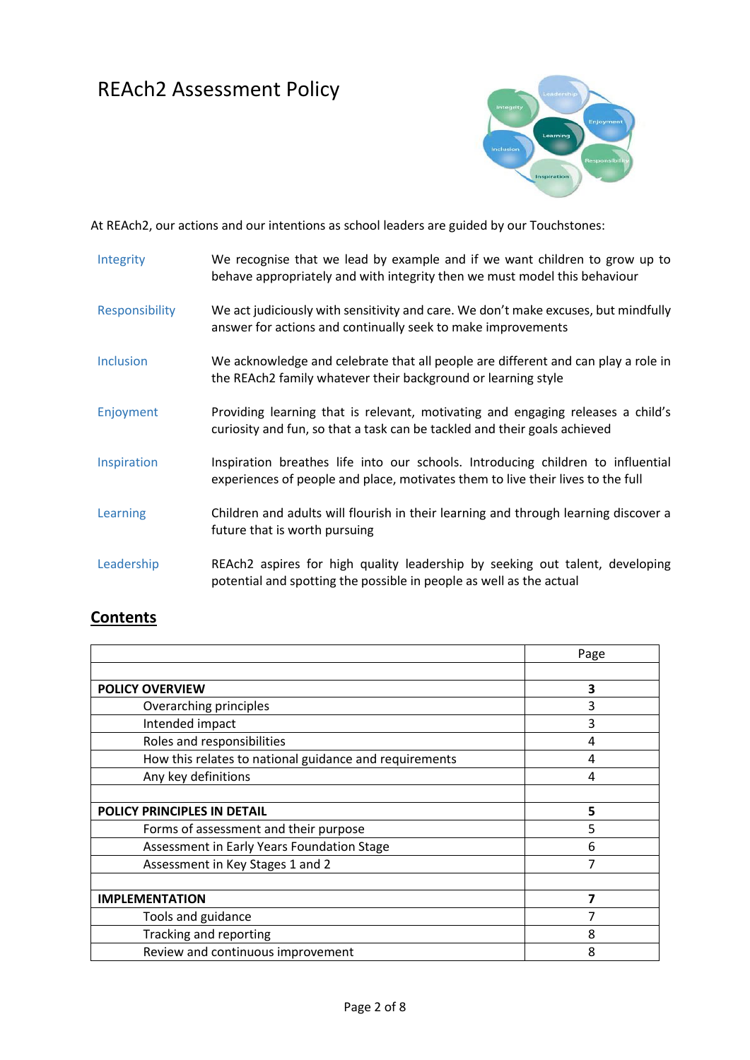# REAch2 Assessment Policy

At REAch2, our actions and our intentions as school leaders are guided by our Touchstones:

| | |
|---|---|
| Integrity | We recognise that we lead by example and if we want children to grow up to behave appropriately and with integrity then we must model this behaviour |
| Responsibility | We act judiciously with sensitivity and care. We don't make excuses, but mindfully answer for actions and continually seek to make improvements |
| Inclusion | We acknowledge and celebrate that all people are different and can play a role in the REAch2 family whatever their background or learning style |
| Enjoyment | Providing learning that is relevant, motivating and engaging releases a child's curiosity and fun, so that a task can be tackled and their goals achieved |
| Inspiration | Inspiration breathes life into our schools. Introducing children to influential experiences of people and place, motivates them to live their lives to the full |
| Learning | Children and adults will flourish in their learning and through learning discover a future that is worth pursuing |
| Leadership | REAch2 aspires for high quality leadership by seeking out talent, developing potential and spotting the possible in people as well as the actual |

## Contents

| | Page |
|---|---|
| | |
| **POLICY OVERVIEW** | **3** |
| Overarching principles | 3 |
| Intended impact | 3 |
| Roles and responsibilities | 4 |
| How this relates to national guidance and requirements | 4 |
| Any key definitions | 4 |
| | |
| **POLICY PRINCIPLES IN DETAIL** | **5** |
| Forms of assessment and their purpose | 5 |
| Assessment in Early Years Foundation Stage | 6 |
| Assessment in Key Stages 1 and 2 | 7 |
| | |
| **IMPLEMENTATION** | **7** |
| Tools and guidance | 7 |
| Tracking and reporting | 8 |
| Review and continuous improvement | 8 |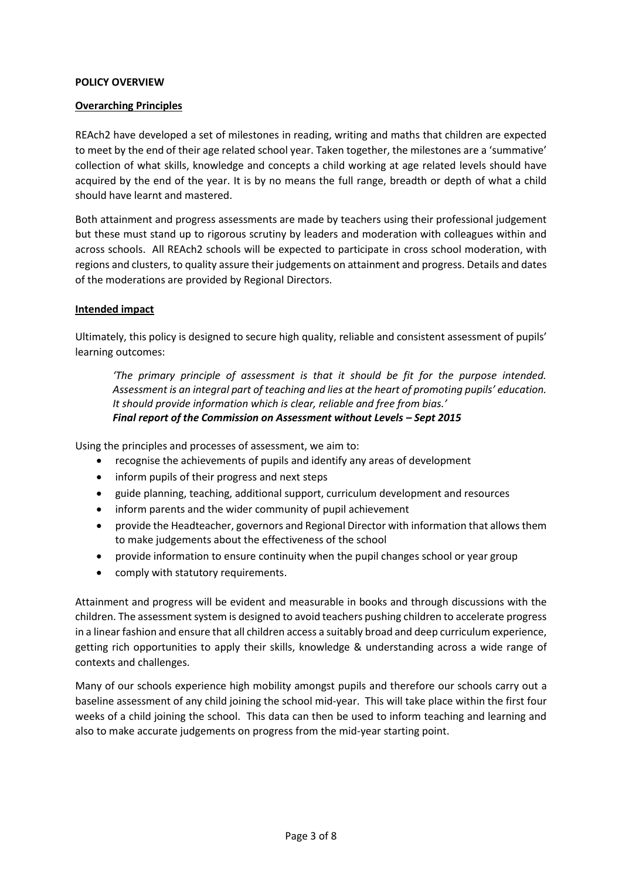**POLICY OVERVIEW**

**Overarching Principles**

REAch2 have developed a set of milestones in reading, writing and maths that children are expected to meet by the end of their age related school year. Taken together, the milestones are a 'summative' collection of what skills, knowledge and concepts a child working at age related levels should have acquired by the end of the year. It is by no means the full range, breadth or depth of what a child should have learnt and mastered.

Both attainment and progress assessments are made by teachers using their professional judgement but these must stand up to rigorous scrutiny by leaders and moderation with colleagues within and across schools. All REAch2 schools will be expected to participate in cross school moderation, with regions and clusters, to quality assure their judgements on attainment and progress. Details and dates of the moderations are provided by Regional Directors.

**Intended impact**

Ultimately, this policy is designed to secure high quality, reliable and consistent assessment of pupils' learning outcomes:

> *'The primary principle of assessment is that it should be fit for the purpose intended. Assessment is an integral part of teaching and lies at the heart of promoting pupils' education. It should provide information which is clear, reliable and free from bias.'*
> ***Final report of the Commission on Assessment without Levels – Sept 2015***

Using the principles and processes of assessment, we aim to:

- recognise the achievements of pupils and identify any areas of development
- inform pupils of their progress and next steps
- guide planning, teaching, additional support, curriculum development and resources
- inform parents and the wider community of pupil achievement
- provide the Headteacher, governors and Regional Director with information that allows them to make judgements about the effectiveness of the school
- provide information to ensure continuity when the pupil changes school or year group
- comply with statutory requirements.

Attainment and progress will be evident and measurable in books and through discussions with the children. The assessment system is designed to avoid teachers pushing children to accelerate progress in a linear fashion and ensure that all children access a suitably broad and deep curriculum experience, getting rich opportunities to apply their skills, knowledge & understanding across a wide range of contexts and challenges.

Many of our schools experience high mobility amongst pupils and therefore our schools carry out a baseline assessment of any child joining the school mid-year. This will take place within the first four weeks of a child joining the school. This data can then be used to inform teaching and learning and also to make accurate judgements on progress from the mid-year starting point.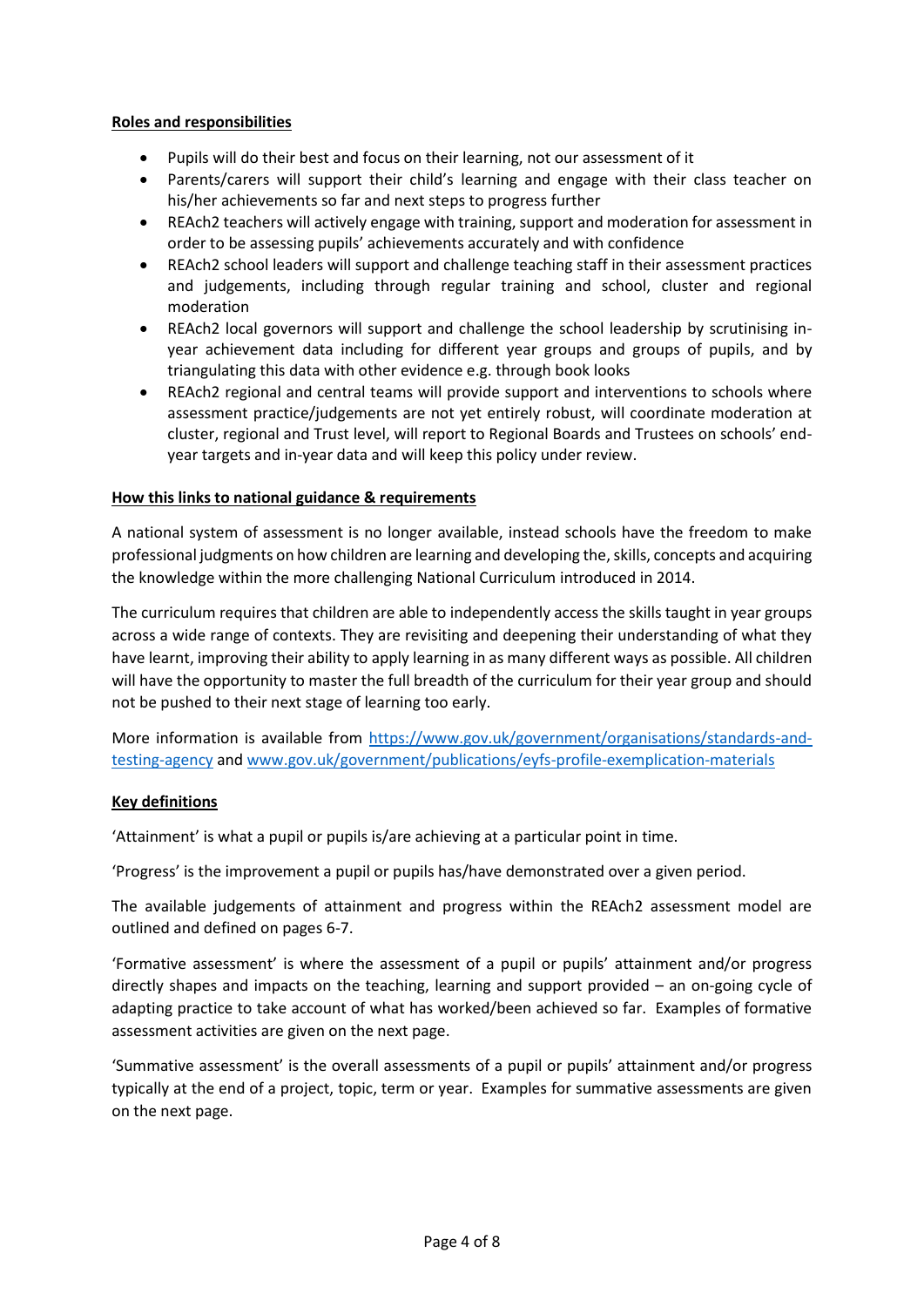**Roles and responsibilities**

- Pupils will do their best and focus on their learning, not our assessment of it
- Parents/carers will support their child's learning and engage with their class teacher on his/her achievements so far and next steps to progress further
- REAch2 teachers will actively engage with training, support and moderation for assessment in order to be assessing pupils' achievements accurately and with confidence
- REAch2 school leaders will support and challenge teaching staff in their assessment practices and judgements, including through regular training and school, cluster and regional moderation
- REAch2 local governors will support and challenge the school leadership by scrutinising in-year achievement data including for different year groups and groups of pupils, and by triangulating this data with other evidence e.g. through book looks
- REAch2 regional and central teams will provide support and interventions to schools where assessment practice/judgements are not yet entirely robust, will coordinate moderation at cluster, regional and Trust level, will report to Regional Boards and Trustees on schools' end-year targets and in-year data and will keep this policy under review.

**How this links to national guidance & requirements**

A national system of assessment is no longer available, instead schools have the freedom to make professional judgments on how children are learning and developing the, skills, concepts and acquiring the knowledge within the more challenging National Curriculum introduced in 2014.

The curriculum requires that children are able to independently access the skills taught in year groups across a wide range of contexts. They are revisiting and deepening their understanding of what they have learnt, improving their ability to apply learning in as many different ways as possible. All children will have the opportunity to master the full breadth of the curriculum for their year group and should not be pushed to their next stage of learning too early.

More information is available from https://www.gov.uk/government/organisations/standards-and-testing-agency and www.gov.uk/government/publications/eyfs-profile-exemplication-materials

**Key definitions**

'Attainment' is what a pupil or pupils is/are achieving at a particular point in time.

'Progress' is the improvement a pupil or pupils has/have demonstrated over a given period.

The available judgements of attainment and progress within the REAch2 assessment model are outlined and defined on pages 6-7.

'Formative assessment' is where the assessment of a pupil or pupils' attainment and/or progress directly shapes and impacts on the teaching, learning and support provided – an on-going cycle of adapting practice to take account of what has worked/been achieved so far. Examples of formative assessment activities are given on the next page.

'Summative assessment' is the overall assessments of a pupil or pupils' attainment and/or progress typically at the end of a project, topic, term or year. Examples for summative assessments are given on the next page.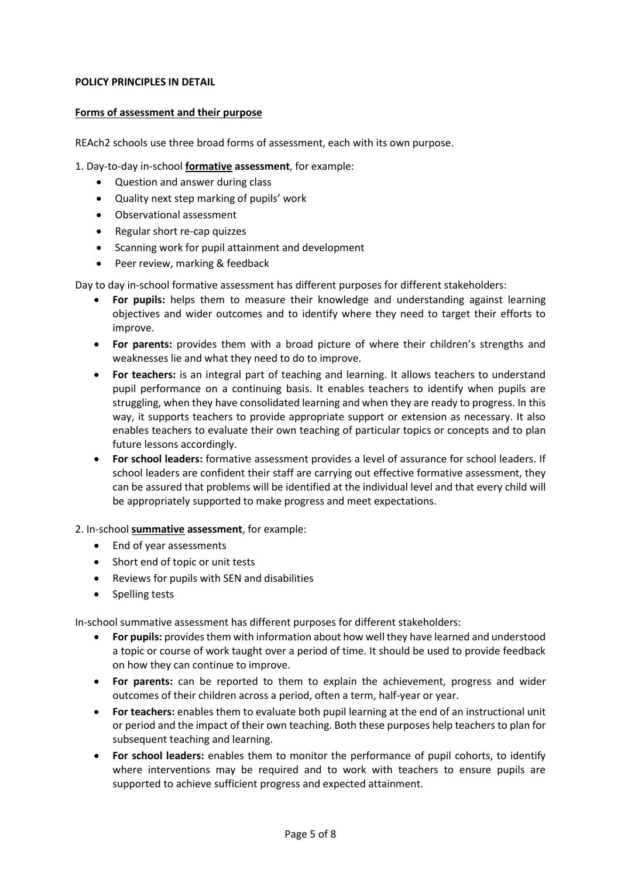**POLICY PRINCIPLES IN DETAIL**

**Forms of assessment and their purpose**

REAch2 schools use three broad forms of assessment, each with its own purpose.

1. Day-to-day in-school **formative assessment**, for example:

- Question and answer during class
- Quality next step marking of pupils' work
- Observational assessment
- Regular short re-cap quizzes
- Scanning work for pupil attainment and development
- Peer review, marking & feedback

Day to day in-school formative assessment has different purposes for different stakeholders:

- **For pupils:** helps them to measure their knowledge and understanding against learning objectives and wider outcomes and to identify where they need to target their efforts to improve.
- **For parents:** provides them with a broad picture of where their children's strengths and weaknesses lie and what they need to do to improve.
- **For teachers:** is an integral part of teaching and learning. It allows teachers to understand pupil performance on a continuing basis. It enables teachers to identify when pupils are struggling, when they have consolidated learning and when they are ready to progress. In this way, it supports teachers to provide appropriate support or extension as necessary. It also enables teachers to evaluate their own teaching of particular topics or concepts and to plan future lessons accordingly.
- **For school leaders:** formative assessment provides a level of assurance for school leaders. If school leaders are confident their staff are carrying out effective formative assessment, they can be assured that problems will be identified at the individual level and that every child will be appropriately supported to make progress and meet expectations.

2. In-school **summative assessment**, for example:

- End of year assessments
- Short end of topic or unit tests
- Reviews for pupils with SEN and disabilities
- Spelling tests

In-school summative assessment has different purposes for different stakeholders:

- **For pupils:** provides them with information about how well they have learned and understood a topic or course of work taught over a period of time. It should be used to provide feedback on how they can continue to improve.
- **For parents:** can be reported to them to explain the achievement, progress and wider outcomes of their children across a period, often a term, half-year or year.
- **For teachers:** enables them to evaluate both pupil learning at the end of an instructional unit or period and the impact of their own teaching. Both these purposes help teachers to plan for subsequent teaching and learning.
- **For school leaders:** enables them to monitor the performance of pupil cohorts, to identify where interventions may be required and to work with teachers to ensure pupils are supported to achieve sufficient progress and expected attainment.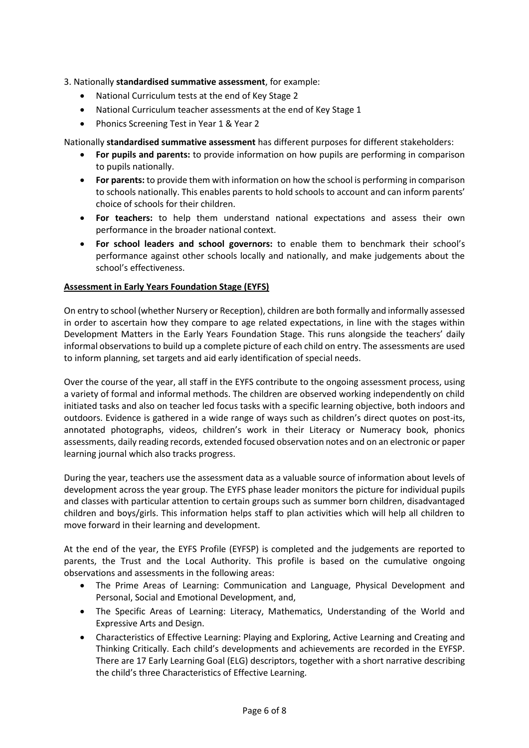3. Nationally **standardised summative assessment**, for example:

- National Curriculum tests at the end of Key Stage 2
- National Curriculum teacher assessments at the end of Key Stage 1
- Phonics Screening Test in Year 1 & Year 2

Nationally **standardised summative assessment** has different purposes for different stakeholders:

- **For pupils and parents:** to provide information on how pupils are performing in comparison to pupils nationally.
- **For parents:** to provide them with information on how the school is performing in comparison to schools nationally. This enables parents to hold schools to account and can inform parents' choice of schools for their children.
- **For teachers:** to help them understand national expectations and assess their own performance in the broader national context.
- **For school leaders and school governors:** to enable them to benchmark their school's performance against other schools locally and nationally, and make judgements about the school's effectiveness.

**Assessment in Early Years Foundation Stage (EYFS)**

On entry to school (whether Nursery or Reception), children are both formally and informally assessed in order to ascertain how they compare to age related expectations, in line with the stages within Development Matters in the Early Years Foundation Stage. This runs alongside the teachers' daily informal observations to build up a complete picture of each child on entry. The assessments are used to inform planning, set targets and aid early identification of special needs.

Over the course of the year, all staff in the EYFS contribute to the ongoing assessment process, using a variety of formal and informal methods. The children are observed working independently on child initiated tasks and also on teacher led focus tasks with a specific learning objective, both indoors and outdoors. Evidence is gathered in a wide range of ways such as children's direct quotes on post-its, annotated photographs, videos, children's work in their Literacy or Numeracy book, phonics assessments, daily reading records, extended focused observation notes and on an electronic or paper learning journal which also tracks progress.

During the year, teachers use the assessment data as a valuable source of information about levels of development across the year group. The EYFS phase leader monitors the picture for individual pupils and classes with particular attention to certain groups such as summer born children, disadvantaged children and boys/girls. This information helps staff to plan activities which will help all children to move forward in their learning and development.

At the end of the year, the EYFS Profile (EYFSP) is completed and the judgements are reported to parents, the Trust and the Local Authority. This profile is based on the cumulative ongoing observations and assessments in the following areas:

- The Prime Areas of Learning: Communication and Language, Physical Development and Personal, Social and Emotional Development, and,
- The Specific Areas of Learning: Literacy, Mathematics, Understanding of the World and Expressive Arts and Design.
- Characteristics of Effective Learning: Playing and Exploring, Active Learning and Creating and Thinking Critically. Each child's developments and achievements are recorded in the EYFSP. There are 17 Early Learning Goal (ELG) descriptors, together with a short narrative describing the child's three Characteristics of Effective Learning.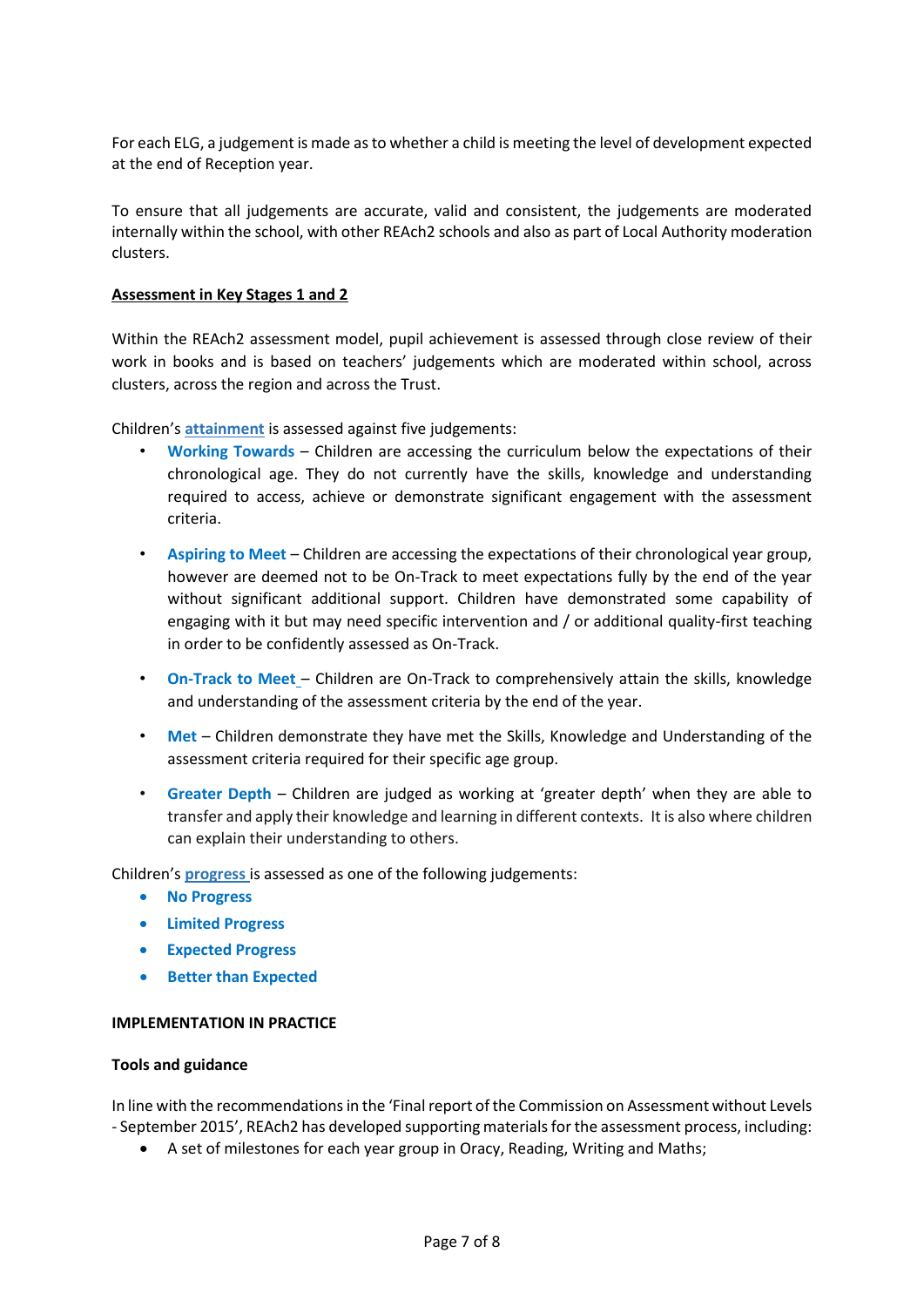For each ELG, a judgement is made as to whether a child is meeting the level of development expected at the end of Reception year.

To ensure that all judgements are accurate, valid and consistent, the judgements are moderated internally within the school, with other REAch2 schools and also as part of Local Authority moderation clusters.

**Assessment in Key Stages 1 and 2**

Within the REAch2 assessment model, pupil achievement is assessed through close review of their work in books and is based on teachers' judgements which are moderated within school, across clusters, across the region and across the Trust.

Children's **attainment** is assessed against five judgements:

- **Working Towards** – Children are accessing the curriculum below the expectations of their chronological age. They do not currently have the skills, knowledge and understanding required to access, achieve or demonstrate significant engagement with the assessment criteria.
- **Aspiring to Meet** – Children are accessing the expectations of their chronological year group, however are deemed not to be On-Track to meet expectations fully by the end of the year without significant additional support. Children have demonstrated some capability of engaging with it but may need specific intervention and / or additional quality-first teaching in order to be confidently assessed as On-Track.
- **On-Track to Meet** – Children are On-Track to comprehensively attain the skills, knowledge and understanding of the assessment criteria by the end of the year.
- **Met** – Children demonstrate they have met the Skills, Knowledge and Understanding of the assessment criteria required for their specific age group.
- **Greater Depth** – Children are judged as working at 'greater depth' when they are able to transfer and apply their knowledge and learning in different contexts. It is also where children can explain their understanding to others.

Children's **progress** is assessed as one of the following judgements:

- **No Progress**
- **Limited Progress**
- **Expected Progress**
- **Better than Expected**

**IMPLEMENTATION IN PRACTICE**

**Tools and guidance**

In line with the recommendations in the 'Final report of the Commission on Assessment without Levels - September 2015', REAch2 has developed supporting materials for the assessment process, including:

- A set of milestones for each year group in Oracy, Reading, Writing and Maths;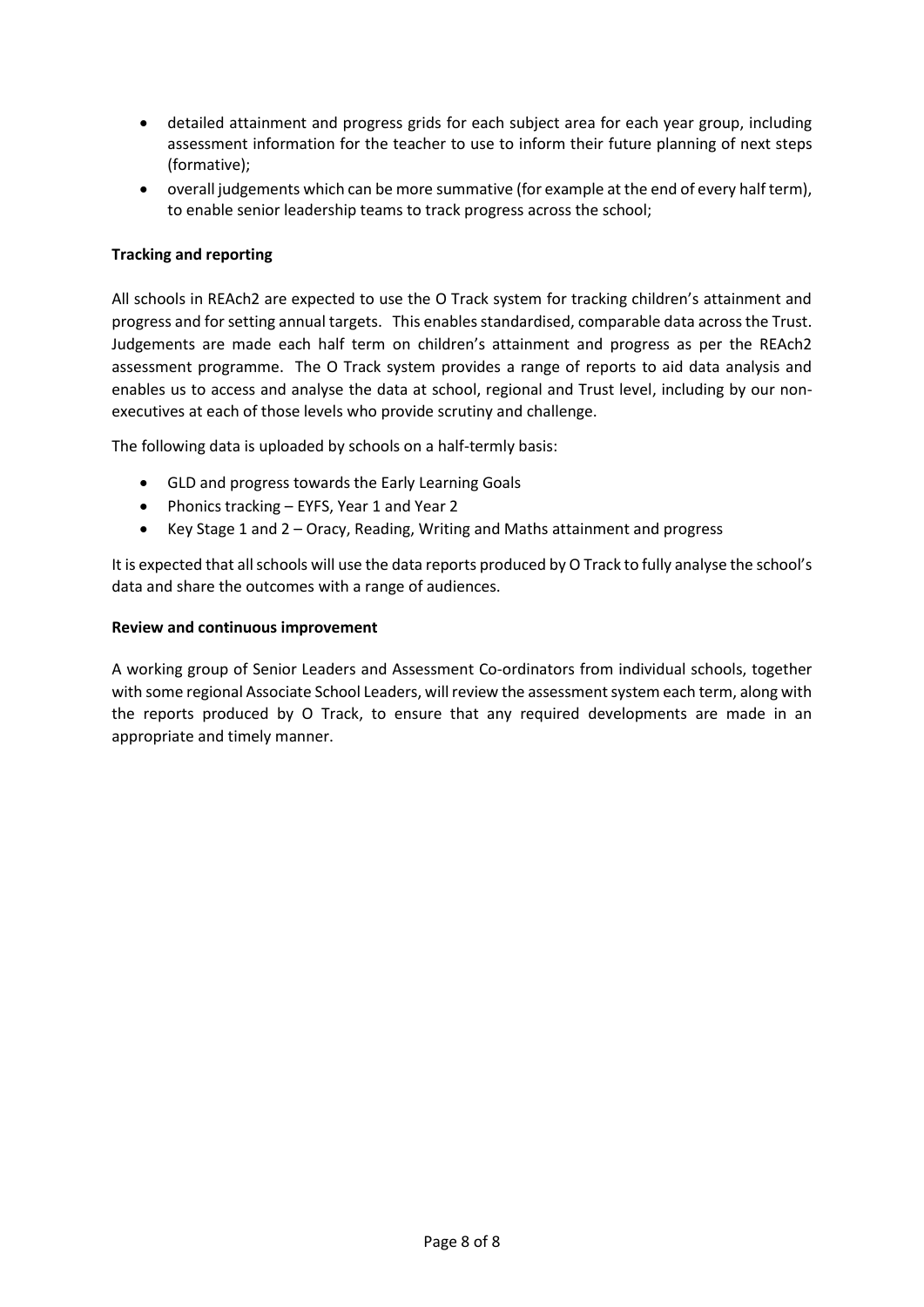- detailed attainment and progress grids for each subject area for each year group, including assessment information for the teacher to use to inform their future planning of next steps (formative);
- overall judgements which can be more summative (for example at the end of every half term), to enable senior leadership teams to track progress across the school;

**Tracking and reporting**

All schools in REAch2 are expected to use the O Track system for tracking children's attainment and progress and for setting annual targets. This enables standardised, comparable data across the Trust. Judgements are made each half term on children's attainment and progress as per the REAch2 assessment programme. The O Track system provides a range of reports to aid data analysis and enables us to access and analyse the data at school, regional and Trust level, including by our non-executives at each of those levels who provide scrutiny and challenge.

The following data is uploaded by schools on a half-termly basis:

- GLD and progress towards the Early Learning Goals
- Phonics tracking – EYFS, Year 1 and Year 2
- Key Stage 1 and 2 – Oracy, Reading, Writing and Maths attainment and progress

It is expected that all schools will use the data reports produced by O Track to fully analyse the school's data and share the outcomes with a range of audiences.

**Review and continuous improvement**

A working group of Senior Leaders and Assessment Co-ordinators from individual schools, together with some regional Associate School Leaders, will review the assessment system each term, along with the reports produced by O Track, to ensure that any required developments are made in an appropriate and timely manner.